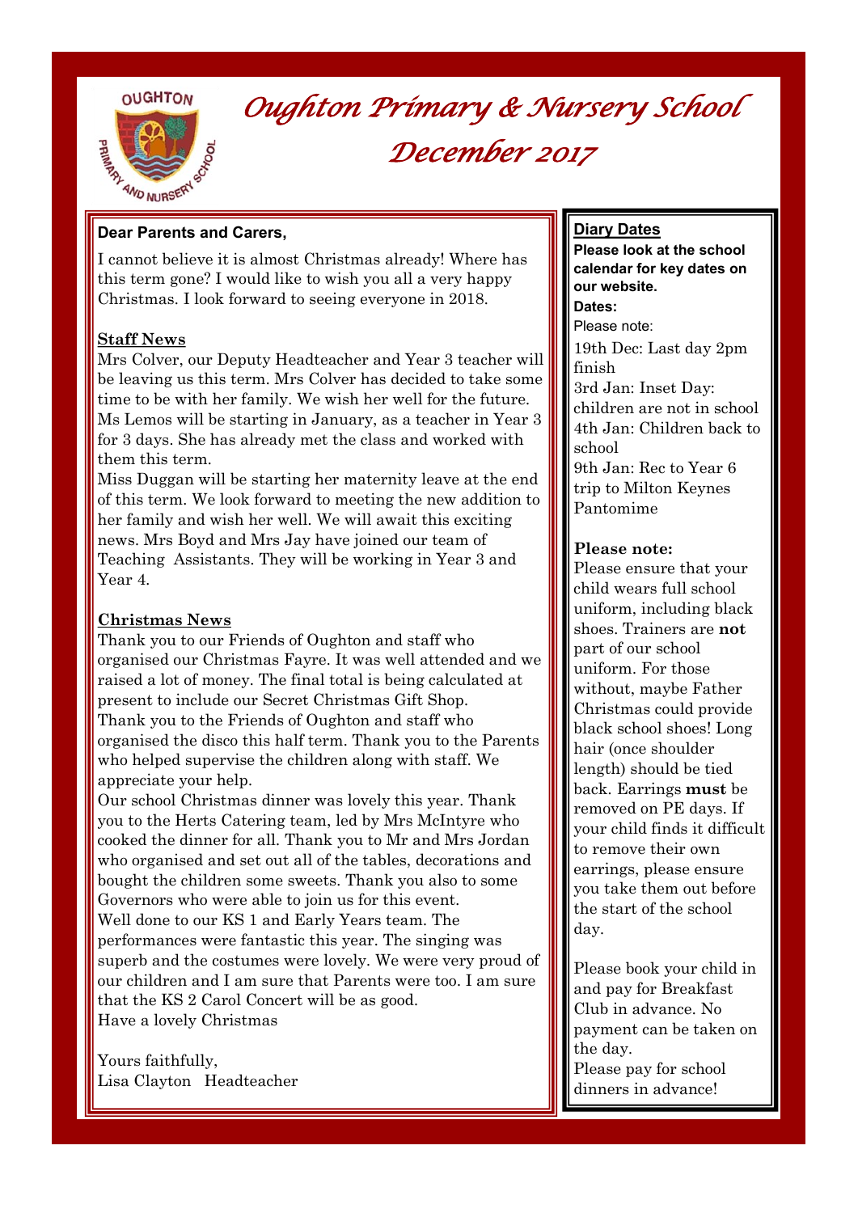# Oughton Primary & Nursery School

## December 2017

**Dear Parents and Carers,**

I cannot believe it is almost Christmas already! Where has this term gone? I would like to wish you all a very happy Christmas. I look forward to seeing everyone in 2018.

**Staff News**

Mrs Colver, our Deputy Headteacher and Year 3 teacher will be leaving us this term. Mrs Colver has decided to take some time to be with her family. We wish her well for the future. Ms Lemos will be starting in January, as a teacher in Year 3 for 3 days. She has already met the class and worked with them this term.

Miss Duggan will be starting her maternity leave at the end of this term. We look forward to meeting the new addition to her family and wish her well. We will await this exciting news. Mrs Boyd and Mrs Jay have joined our team of Teaching Assistants. They will be working in Year 3 and Year 4.

**Christmas News**

Thank you to our Friends of Oughton and staff who organised our Christmas Fayre. It was well attended and we raised a lot of money. The final total is being calculated at present to include our Secret Christmas Gift Shop.

Thank you to the Friends of Oughton and staff who organised the disco this half term. Thank you to the Parents who helped supervise the children along with staff. We appreciate your help.

Our school Christmas dinner was lovely this year. Thank you to the Herts Catering team, led by Mrs McIntyre who cooked the dinner for all. Thank you to Mr and Mrs Jordan who organised and set out all of the tables, decorations and bought the children some sweets. Thank you also to some Governors who were able to join us for this event.

Well done to our KS 1 and Early Years team. The performances were fantastic this year. The singing was superb and the costumes were lovely. We were very proud of our children and I am sure that Parents were too. I am sure that the KS 2 Carol Concert will be as good.

Have a lovely Christmas

Yours faithfully,
Lisa Clayton Headteacher

**Diary Dates**

**Please look at the school calendar for key dates on our website.**

**Dates:**

Please note:

19th Dec: Last day 2pm finish

3rd Jan: Inset Day: children are not in school

4th Jan: Children back to school

9th Jan: Rec to Year 6 trip to Milton Keynes Pantomime

**Please note:**

Please ensure that your child wears full school uniform, including black shoes. Trainers are **not** part of our school uniform. For those without, maybe Father Christmas could provide black school shoes! Long hair (once shoulder length) should be tied back. Earrings **must** be removed on PE days. If your child finds it difficult to remove their own earrings, please ensure you take them out before the start of the school day.

Please book your child in and pay for Breakfast Club in advance. No payment can be taken on the day.

Please pay for school dinners in advance!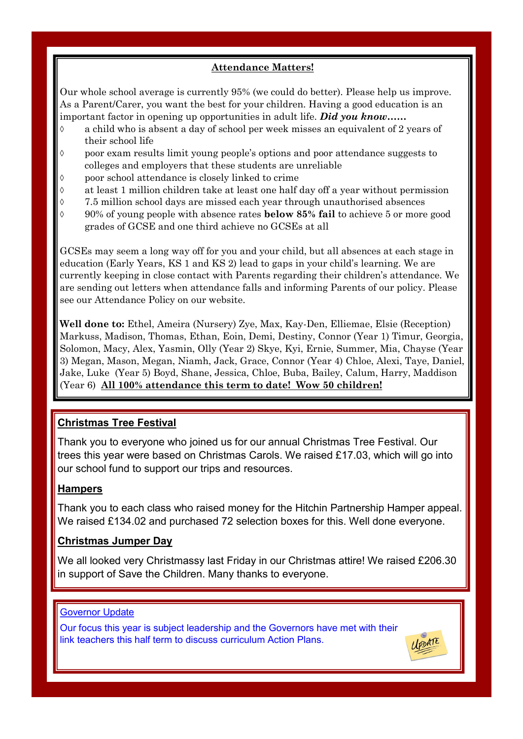## Attendance Matters!

Our whole school average is currently 95% (we could do better). Please help us improve. As a Parent/Carer, you want the best for your children. Having a good education is an important factor in opening up opportunities in adult life. ***Did you know……***

- a child who is absent a day of school per week misses an equivalent of 2 years of their school life
- poor exam results limit young people's options and poor attendance suggests to colleges and employers that these students are unreliable
- poor school attendance is closely linked to crime
- at least 1 million children take at least one half day off a year without permission
- 7.5 million school days are missed each year through unauthorised absences
- 90% of young people with absence rates **below 85% fail** to achieve 5 or more good grades of GCSE and one third achieve no GCSEs at all

GCSEs may seem a long way off for you and your child, but all absences at each stage in education (Early Years, KS 1 and KS 2) lead to gaps in your child's learning. We are currently keeping in close contact with Parents regarding their children's attendance. We are sending out letters when attendance falls and informing Parents of our policy. Please see our Attendance Policy on our website.

**Well done to:** Ethel, Ameira (Nursery) Zye, Max, Kay-Den, Elliemae, Elsie (Reception) Markuss, Madison, Thomas, Ethan, Eoin, Demi, Destiny, Connor (Year 1) Timur, Georgia, Solomon, Macy, Alex, Yasmin, Olly (Year 2) Skye, Kyi, Ernie, Summer, Mia, Chayse (Year 3) Megan, Mason, Megan, Niamh, Jack, Grace, Connor (Year 4) Chloe, Alexi, Taye, Daniel, Jake, Luke (Year 5) Boyd, Shane, Jessica, Chloe, Buba, Bailey, Calum, Harry, Maddison (Year 6) **All 100% attendance this term to date! Wow 50 children!**

## Christmas Tree Festival

Thank you to everyone who joined us for our annual Christmas Tree Festival. Our trees this year were based on Christmas Carols. We raised £17.03, which will go into our school fund to support our trips and resources.

## Hampers

Thank you to each class who raised money for the Hitchin Partnership Hamper appeal. We raised £134.02 and purchased 72 selection boxes for this. Well done everyone.

## Christmas Jumper Day

We all looked very Christmassy last Friday in our Christmas attire! We raised £206.30 in support of Save the Children. Many thanks to everyone.

## Governor Update

Our focus this year is subject leadership and the Governors have met with their link teachers this half term to discuss curriculum Action Plans.